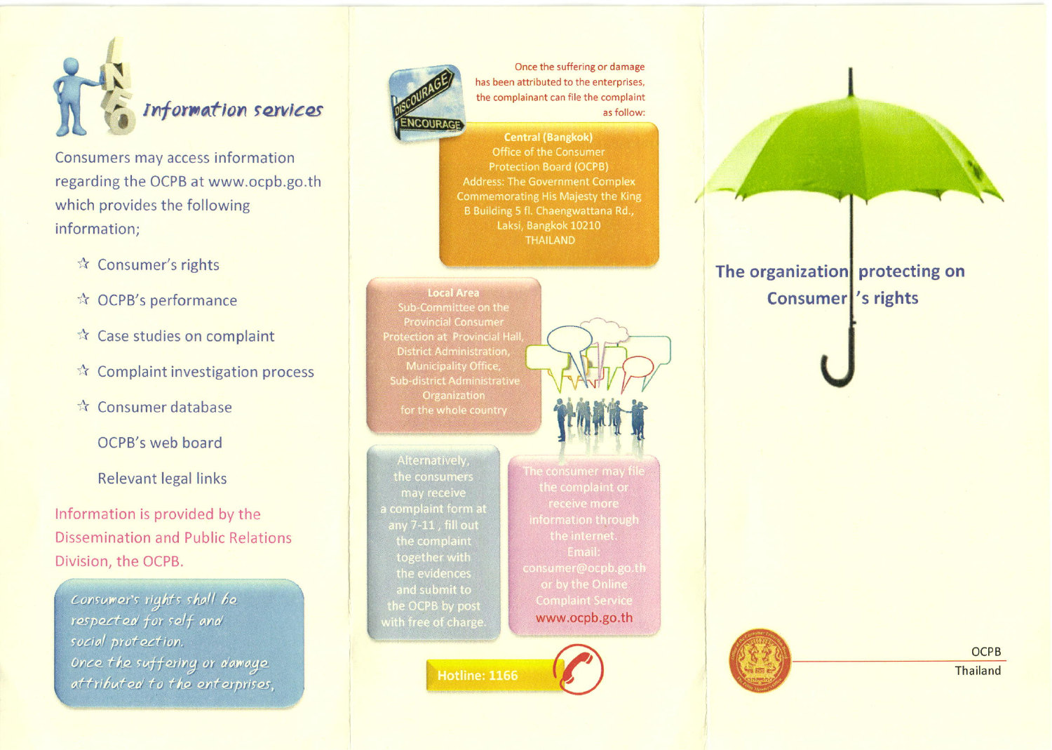## Information services

Consumers may access information regarding the OCPB at www.ocpb.go.th which provides the following information;

- Consumer's rights
- OCPB's performance
- Case studies on complaint
- Complaint investigation process
- Consumer database
- OCPB's web board
- Relevant legal links

Information is provided by the Dissemination and Public Relations Division, the OCPB.

*Consumer's rights shall be respected for self and social protection. Once the suffering or damage attributed to the enterprises,*

Once the suffering or damage has been attributed to the enterprises, the complainant can file the complaint as follow:

**Central (Bangkok)**
Office of the Consumer Protection Board (OCPB)
Address: The Government Complex Commemorating His Majesty the King B Building 5 fl. Chaengwattana Rd., Laksi, Bangkok 10210 THAILAND

**Local Area**
Sub-Committee on the Provincial Consumer Protection at Provincial Hall, District Administration, Municipality Office, Sub-district Administrative Organization for the whole country

Alternatively, the consumers may receive a complaint form at any 7-11, fill out the complaint together with the evidences and submit to the OCPB by post with free of charge.

The consumer may file the complaint or receive more information through the internet.
Email: consumer@ocpb.go.th
or by the Online Complaint Service www.ocpb.go.th

**Hotline: 1166**

## The organization protecting on Consumer's rights

OCPB
Thailand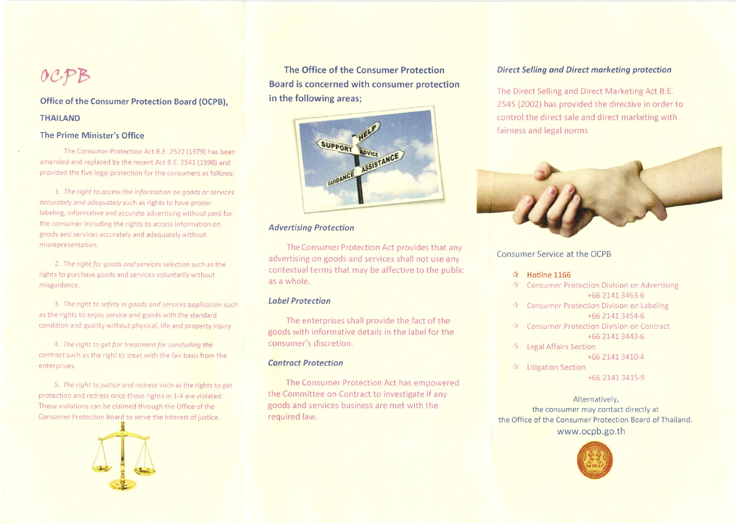# OCPB

## Office of the Consumer Protection Board (OCPB), THAILAND

### The Prime Minister's Office

The Consumer Protection Act B.E. 2522 (1979) has been amended and replaced by the recent Act B.E. 2541 (1998) and provided the five legal protection for the consumers as follows;

1. *The right to access the information on goods or services accurately and adequately* such as rights to have proper labeling, informative and accurate advertising without peril for the consumer including the rights to access information on goods and services accurately and adequately without misrepresentation.

2. *The right for goods and services selection* such as the rights to purchase goods and services voluntarily without misguidance.

3. *The right to safety in goods and services application* such as the rights to enjoy service and goods with the standard condition and quality without physical, life and property injury.

4. *The right to get fair treatment for concluding the contract* such as the right to treat with the fair basis from the enterprises.

5. *The right to justice and redress* such as the rights to get protection and redress once those rights in 1-4 are violated. These violations can be claimed through the Office of the Consumer Protection Board to serve the interest of justice.

## The Office of the Consumer Protection Board is concerned with consumer protection in the following areas;

### *Advertising Protection*

The Consumer Protection Act provides that any advertising on goods and services shall not use any contextual terms that may be affective to the public as a whole.

### *Label Protection*

The enterprises shall provide the fact of the goods with informative details in the label for the consumer's discretion.

### *Contract Protection*

The Consumer Protection Act has empowered the Committee on Contract to investigate if any goods and services business are met with the required law.

### *Direct Selling and Direct marketing protection*

The Direct Selling and Direct Marketing Act B.E. 2545 (2002) has provided the directive in order to control the direct sale and direct marketing with fairness and legal norms

### Consumer Service at the OCPB

- Hotline 1166
- Consumer Protection Division on Advertising +66 2141 3463-6
- Consumer Protection Division on Labeling +66 2141 3454-6
- Consumer Protection Division on Contract +66 2141 3443-6
- Legal Affairs Section +66 2141 3410-4
- Litigation Section +66 2141 3415-9

Alternatively, the consumer may contact directly at the Office of the Consumer Protection Board of Thailand.

www.ocpb.go.th